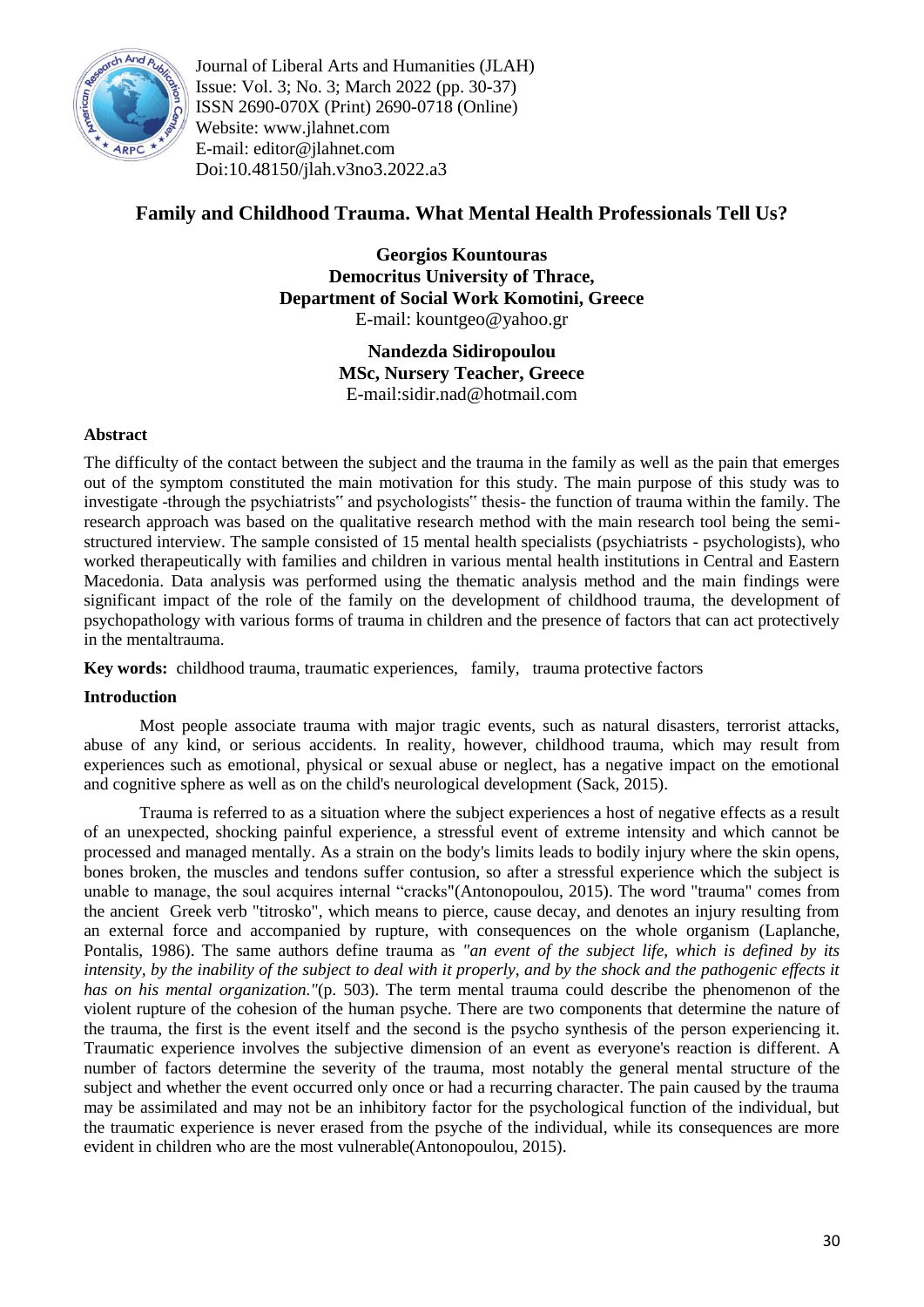# Family and Childhood Trauma. What Mental Health Professionals Tell Us?

**Georgios Kountouras**
**Democritus University of Thrace,**
**Department of Social Work Komotini, Greece**
E-mail: kountgeo@yahoo.gr

**Nandezda Sidiropoulou**
**MSc, Nursery Teacher, Greece**
E-mail:sidir.nad@hotmail.com

### Abstract

The difficulty of the contact between the subject and the trauma in the family as well as the pain that emerges out of the symptom constituted the main motivation for this study. The main purpose of this study was to investigate -through the psychiatrists" and psychologists" thesis- the function of trauma within the family. The research approach was based on the qualitative research method with the main research tool being the semi-structured interview. The sample consisted of 15 mental health specialists (psychiatrists - psychologists), who worked therapeutically with families and children in various mental health institutions in Central and Eastern Macedonia. Data analysis was performed using the thematic analysis method and the main findings were significant impact of the role of the family on the development of childhood trauma, the development of psychopathology with various forms of trauma in children and the presence of factors that can act protectively in the mentaltrauma.

**Key words:** childhood trauma, traumatic experiences, family, trauma protective factors

### Introduction

Most people associate trauma with major tragic events, such as natural disasters, terrorist attacks, abuse of any kind, or serious accidents. In reality, however, childhood trauma, which may result from experiences such as emotional, physical or sexual abuse or neglect, has a negative impact on the emotional and cognitive sphere as well as on the child's neurological development (Sack, 2015).

Trauma is referred to as a situation where the subject experiences a host of negative effects as a result of an unexpected, shocking painful experience, a stressful event of extreme intensity and which cannot be processed and managed mentally. As a strain on the body's limits leads to bodily injury where the skin opens, bones broken, the muscles and tendons suffer contusion, so after a stressful experience which the subject is unable to manage, the soul acquires internal "cracks"(Antonopoulou, 2015). The word "trauma" comes from the ancient Greek verb "titrosko", which means to pierce, cause decay, and denotes an injury resulting from an external force and accompanied by rupture, with consequences on the whole organism (Laplanche, Pontalis, 1986). The same authors define trauma as *"an event of the subject life, which is defined by its intensity, by the inability of the subject to deal with it properly, and by the shock and the pathogenic effects it has on his mental organization."*(p. 503). The term mental trauma could describe the phenomenon of the violent rupture of the cohesion of the human psyche. There are two components that determine the nature of the trauma, the first is the event itself and the second is the psycho synthesis of the person experiencing it. Traumatic experience involves the subjective dimension of an event as everyone's reaction is different. A number of factors determine the severity of the trauma, most notably the general mental structure of the subject and whether the event occurred only once or had a recurring character. The pain caused by the trauma may be assimilated and may not be an inhibitory factor for the psychological function of the individual, but the traumatic experience is never erased from the psyche of the individual, while its consequences are more evident in children who are the most vulnerable(Antonopoulou, 2015).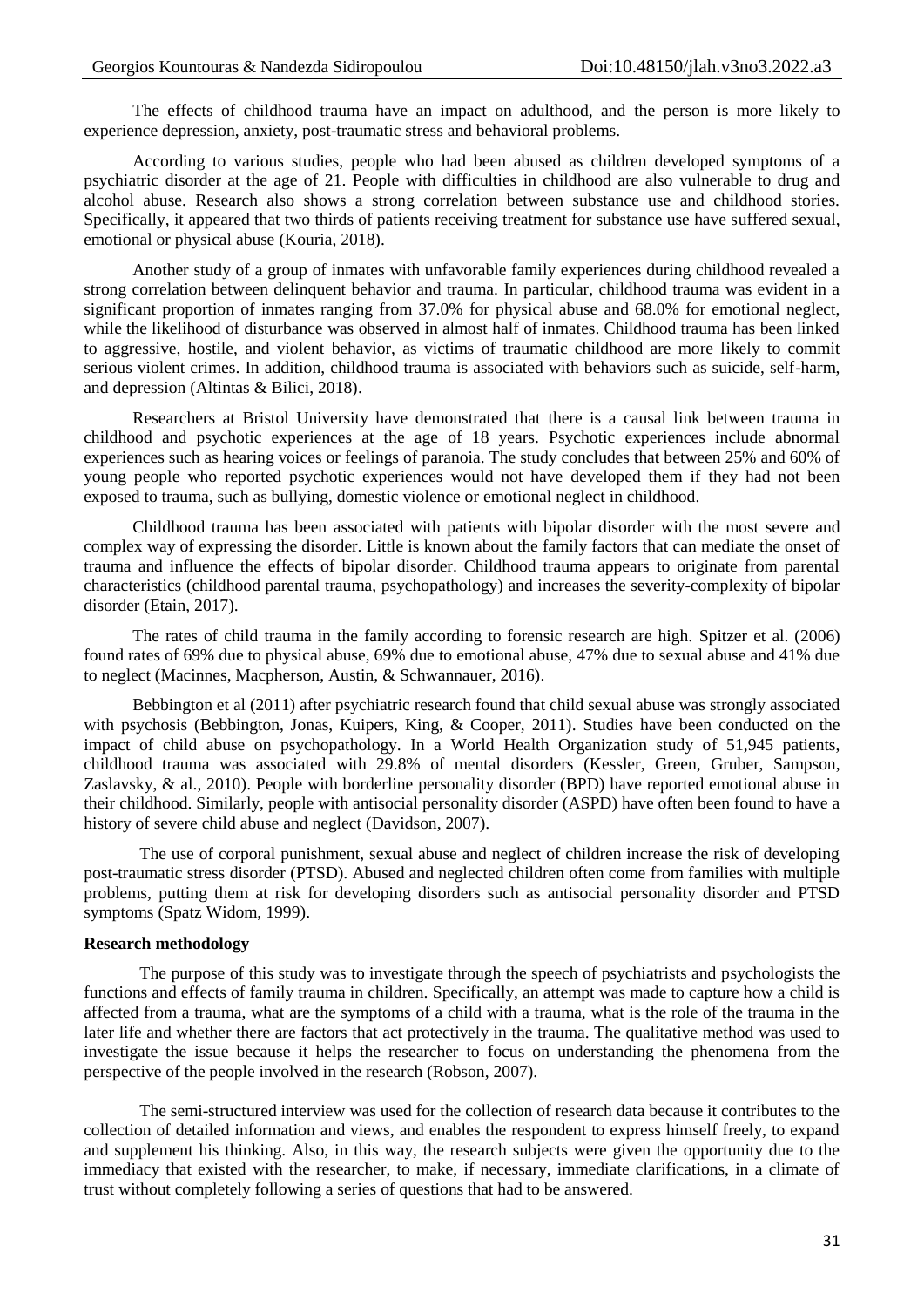The effects of childhood trauma have an impact on adulthood, and the person is more likely to experience depression, anxiety, post-traumatic stress and behavioral problems.

According to various studies, people who had been abused as children developed symptoms of a psychiatric disorder at the age of 21. People with difficulties in childhood are also vulnerable to drug and alcohol abuse. Research also shows a strong correlation between substance use and childhood stories. Specifically, it appeared that two thirds of patients receiving treatment for substance use have suffered sexual, emotional or physical abuse (Kouria, 2018).

Another study of a group of inmates with unfavorable family experiences during childhood revealed a strong correlation between delinquent behavior and trauma. In particular, childhood trauma was evident in a significant proportion of inmates ranging from 37.0% for physical abuse and 68.0% for emotional neglect, while the likelihood of disturbance was observed in almost half of inmates. Childhood trauma has been linked to aggressive, hostile, and violent behavior, as victims of traumatic childhood are more likely to commit serious violent crimes. In addition, childhood trauma is associated with behaviors such as suicide, self-harm, and depression (Altintas & Bilici, 2018).

Researchers at Bristol University have demonstrated that there is a causal link between trauma in childhood and psychotic experiences at the age of 18 years. Psychotic experiences include abnormal experiences such as hearing voices or feelings of paranoia. The study concludes that between 25% and 60% of young people who reported psychotic experiences would not have developed them if they had not been exposed to trauma, such as bullying, domestic violence or emotional neglect in childhood.

Childhood trauma has been associated with patients with bipolar disorder with the most severe and complex way of expressing the disorder. Little is known about the family factors that can mediate the onset of trauma and influence the effects of bipolar disorder. Childhood trauma appears to originate from parental characteristics (childhood parental trauma, psychopathology) and increases the severity-complexity of bipolar disorder (Etain, 2017).

The rates of child trauma in the family according to forensic research are high. Spitzer et al. (2006) found rates of 69% due to physical abuse, 69% due to emotional abuse, 47% due to sexual abuse and 41% due to neglect (Macinnes, Macpherson, Austin, & Schwannauer, 2016).

Bebbington et al (2011) after psychiatric research found that child sexual abuse was strongly associated with psychosis (Bebbington, Jonas, Kuipers, King, & Cooper, 2011). Studies have been conducted on the impact of child abuse on psychopathology. In a World Health Organization study of 51,945 patients, childhood trauma was associated with 29.8% of mental disorders (Kessler, Green, Gruber, Sampson, Zaslavsky, & al., 2010). People with borderline personality disorder (BPD) have reported emotional abuse in their childhood. Similarly, people with antisocial personality disorder (ASPD) have often been found to have a history of severe child abuse and neglect (Davidson, 2007).

The use of corporal punishment, sexual abuse and neglect of children increase the risk of developing post-traumatic stress disorder (PTSD). Abused and neglected children often come from families with multiple problems, putting them at risk for developing disorders such as antisocial personality disorder and PTSD symptoms (Spatz Widom, 1999).

**Research methodology**

The purpose of this study was to investigate through the speech of psychiatrists and psychologists the functions and effects of family trauma in children. Specifically, an attempt was made to capture how a child is affected from a trauma, what are the symptoms of a child with a trauma, what is the role of the trauma in the later life and whether there are factors that act protectively in the trauma. The qualitative method was used to investigate the issue because it helps the researcher to focus on understanding the phenomena from the perspective of the people involved in the research (Robson, 2007).

The semi-structured interview was used for the collection of research data because it contributes to the collection of detailed information and views, and enables the respondent to express himself freely, to expand and supplement his thinking. Also, in this way, the research subjects were given the opportunity due to the immediacy that existed with the researcher, to make, if necessary, immediate clarifications, in a climate of trust without completely following a series of questions that had to be answered.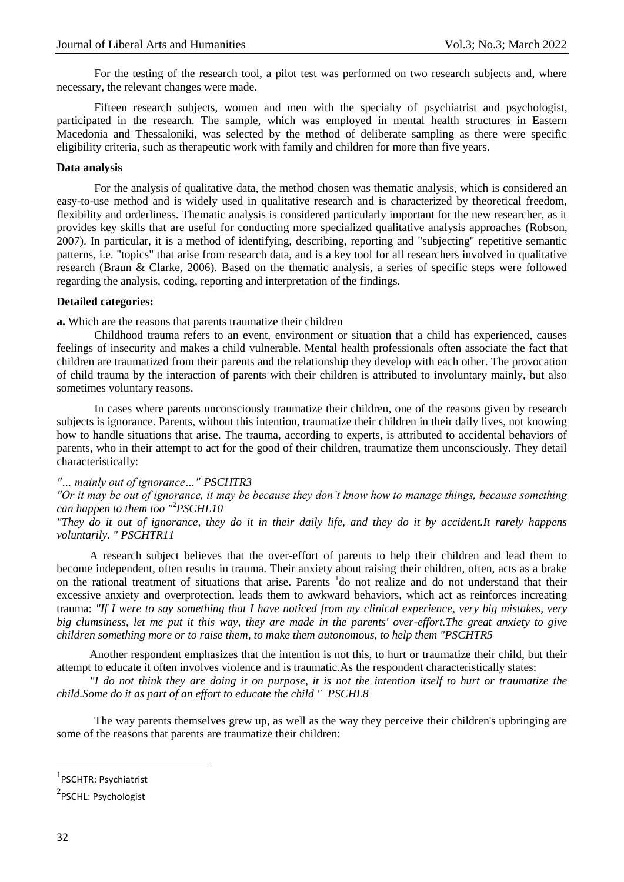For the testing of the research tool, a pilot test was performed on two research subjects and, where necessary, the relevant changes were made.

Fifteen research subjects, women and men with the specialty of psychiatrist and psychologist, participated in the research. The sample, which was employed in mental health structures in Eastern Macedonia and Thessaloniki, was selected by the method of deliberate sampling as there were specific eligibility criteria, such as therapeutic work with family and children for more than five years.

**Data analysis**

For the analysis of qualitative data, the method chosen was thematic analysis, which is considered an easy-to-use method and is widely used in qualitative research and is characterized by theoretical freedom, flexibility and orderliness. Thematic analysis is considered particularly important for the new researcher, as it provides key skills that are useful for conducting more specialized qualitative analysis approaches (Robson, 2007). In particular, it is a method of identifying, describing, reporting and "subjecting" repetitive semantic patterns, i.e. "topics" that arise from research data, and is a key tool for all researchers involved in qualitative research (Braun & Clarke, 2006). Based on the thematic analysis, a series of specific steps were followed regarding the analysis, coding, reporting and interpretation of the findings.

**Detailed categories:**

**a.** Which are the reasons that parents traumatize their children

Childhood trauma refers to an event, environment or situation that a child has experienced, causes feelings of insecurity and makes a child vulnerable. Mental health professionals often associate the fact that children are traumatized from their parents and the relationship they develop with each other. The provocation of child trauma by the interaction of parents with their children is attributed to involuntary mainly, but also sometimes voluntary reasons.

In cases where parents unconsciously traumatize their children, one of the reasons given by research subjects is ignorance. Parents, without this intention, traumatize their children in their daily lives, not knowing how to handle situations that arise. The trauma, according to experts, is attributed to accidental behaviors of parents, who in their attempt to act for the good of their children, traumatize them unconsciously. They detail characteristically:

*"… mainly out of ignorance…"*[1]*PSCHTR3*

*"Or it may be out of ignorance, it may be because they don't know how to manage things, because something can happen to them too "*[2]*PSCHL10*

*"They do it out of ignorance, they do it in their daily life, and they do it by accident.It rarely happens voluntarily. " PSCHTR11*

A research subject believes that the over-effort of parents to help their children and lead them to become independent, often results in trauma. Their anxiety about raising their children, often, acts as a brake on the rational treatment of situations that arise. Parents [1]do not realize and do not understand that their excessive anxiety and overprotection, leads them to awkward behaviors, which act as reinforces increating trauma: *"If I were to say something that I have noticed from my clinical experience, very big mistakes, very big clumsiness, let me put it this way, they are made in the parents' over-effort.The great anxiety to give children something more or to raise them, to make them autonomous, to help them "PSCHTR5*

Another respondent emphasizes that the intention is not this, to hurt or traumatize their child, but their attempt to educate it often involves violence and is traumatic.As the respondent characteristically states:

*"I do not think they are doing it on purpose, it is not the intention itself to hurt or traumatize the child.Some do it as part of an effort to educate the child " PSCHL8*

The way parents themselves grew up, as well as the way they perceive their children's upbringing are some of the reasons that parents are traumatize their children:

---

[1]PSCHTR: Psychiatrist

[2]PSCHL: Psychologist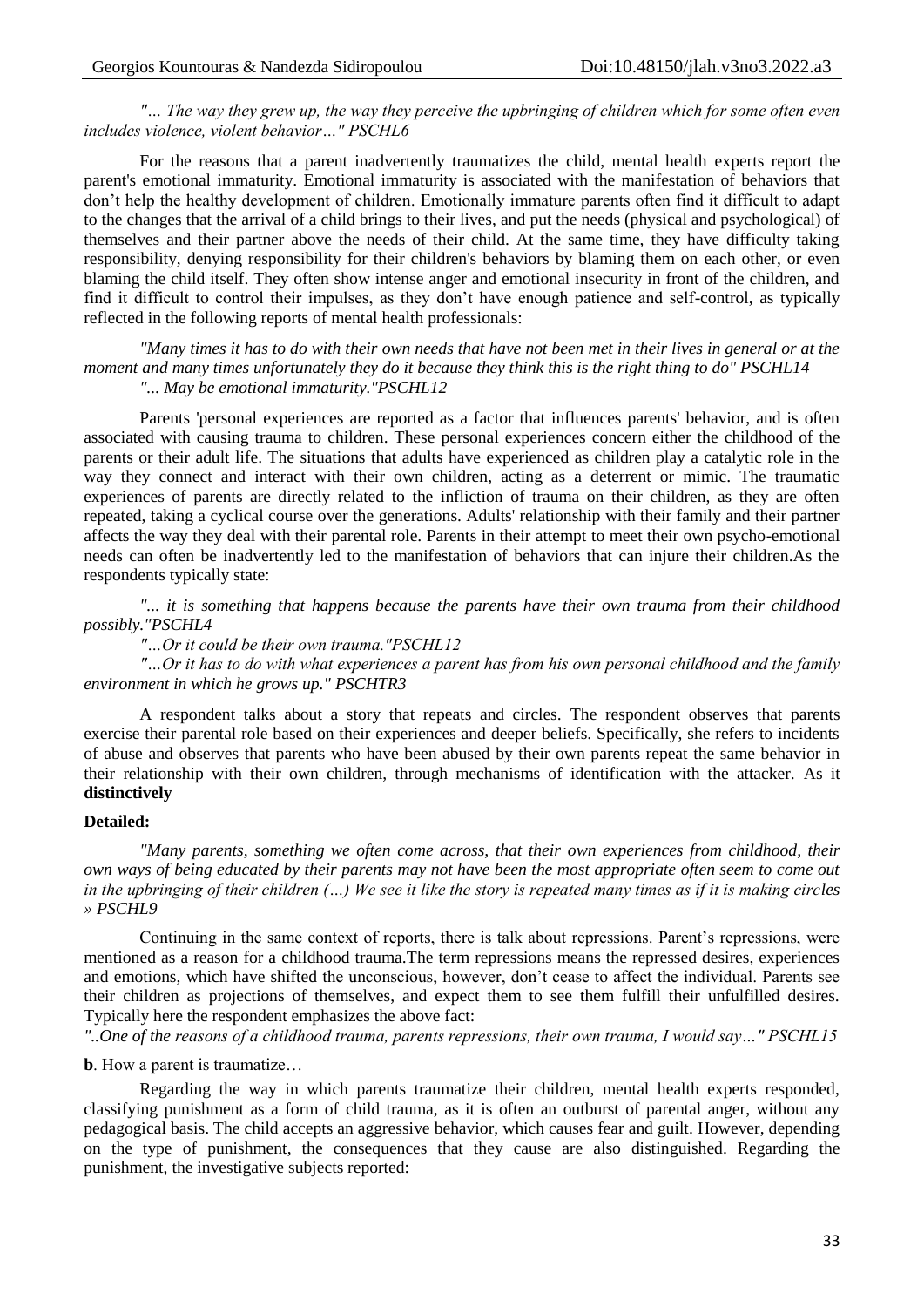*"… The way they grew up, the way they perceive the upbringing of children which for some often even includes violence, violent behavior…" PSCHL6*

For the reasons that a parent inadvertently traumatizes the child, mental health experts report the parent's emotional immaturity. Emotional immaturity is associated with the manifestation of behaviors that don't help the healthy development of children. Emotionally immature parents often find it difficult to adapt to the changes that the arrival of a child brings to their lives, and put the needs (physical and psychological) of themselves and their partner above the needs of their child. At the same time, they have difficulty taking responsibility, denying responsibility for their children's behaviors by blaming them on each other, or even blaming the child itself. They often show intense anger and emotional insecurity in front of the children, and find it difficult to control their impulses, as they don't have enough patience and self-control, as typically reflected in the following reports of mental health professionals:

*"Many times it has to do with their own needs that have not been met in their lives in general or at the moment and many times unfortunately they do it because they think this is the right thing to do" PSCHL14*

*"... May be emotional immaturity."PSCHL12*

Parents 'personal experiences are reported as a factor that influences parents' behavior, and is often associated with causing trauma to children. These personal experiences concern either the childhood of the parents or their adult life. The situations that adults have experienced as children play a catalytic role in the way they connect and interact with their own children, acting as a deterrent or mimic. The traumatic experiences of parents are directly related to the infliction of trauma on their children, as they are often repeated, taking a cyclical course over the generations. Adults' relationship with their family and their partner affects the way they deal with their parental role. Parents in their attempt to meet their own psycho-emotional needs can often be inadvertently led to the manifestation of behaviors that can injure their children.As the respondents typically state:

*"... it is something that happens because the parents have their own trauma from their childhood possibly."PSCHL4*

*"…Or it could be their own trauma."PSCHL12*

*"…Or it has to do with what experiences a parent has from his own personal childhood and the family environment in which he grows up." PSCHTR3*

A respondent talks about a story that repeats and circles. The respondent observes that parents exercise their parental role based on their experiences and deeper beliefs. Specifically, she refers to incidents of abuse and observes that parents who have been abused by their own parents repeat the same behavior in their relationship with their own children, through mechanisms of identification with the attacker. As it **distinctively**

**Detailed:**

*"Many parents, something we often come across, that their own experiences from childhood, their own ways of being educated by their parents may not have been the most appropriate often seem to come out in the upbringing of their children (…) We see it like the story is repeated many times as if it is making circles » PSCHL9*

Continuing in the same context of reports, there is talk about repressions. Parent's repressions, were mentioned as a reason for a childhood trauma.The term repressions means the repressed desires, experiences and emotions, which have shifted the unconscious, however, don't cease to affect the individual. Parents see their children as projections of themselves, and expect them to see them fulfill their unfulfilled desires. Typically here the respondent emphasizes the above fact:

*"..One of the reasons of a childhood trauma, parents repressions, their own trauma, I would say…" PSCHL15*

**b**. How a parent is traumatize…

Regarding the way in which parents traumatize their children, mental health experts responded, classifying punishment as a form of child trauma, as it is often an outburst of parental anger, without any pedagogical basis. The child accepts an aggressive behavior, which causes fear and guilt. However, depending on the type of punishment, the consequences that they cause are also distinguished. Regarding the punishment, the investigative subjects reported: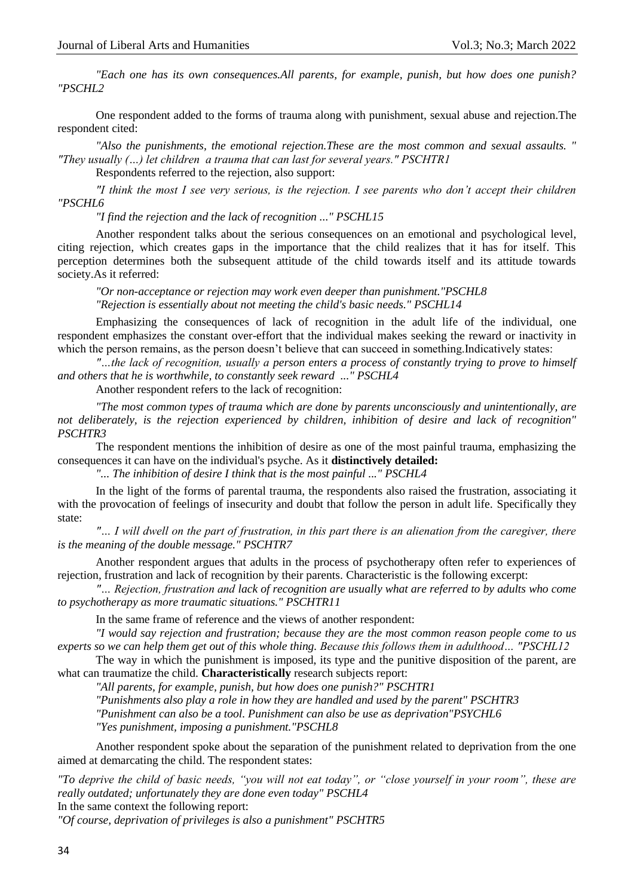*"Each one has its own consequences.All parents, for example, punish, but how does one punish? "PSCHL2*

One respondent added to the forms of trauma along with punishment, sexual abuse and rejection.The respondent cited:

*"Also the punishments, the emotional rejection.These are the most common and sexual assaults. " "They usually (…) let children a trauma that can last for several years." PSCHTR1*

Respondents referred to the rejection, also support:

*"I think the most I see very serious, is the rejection. I see parents who don't accept their children "PSCHL6*

*"I find the rejection and the lack of recognition ..." PSCHL15*

Another respondent talks about the serious consequences on an emotional and psychological level, citing rejection, which creates gaps in the importance that the child realizes that it has for itself. This perception determines both the subsequent attitude of the child towards itself and its attitude towards society.As it referred:

*"Or non-acceptance or rejection may work even deeper than punishment."PSCHL8*
*"Rejection is essentially about not meeting the child's basic needs." PSCHL14*

Emphasizing the consequences of lack of recognition in the adult life of the individual, one respondent emphasizes the constant over-effort that the individual makes seeking the reward or inactivity in which the person remains, as the person doesn't believe that can succeed in something.Indicatively states:

*"…the lack of recognition, usually a person enters a process of constantly trying to prove to himself and others that he is worthwhile, to constantly seek reward ..." PSCHL4*

Another respondent refers to the lack of recognition:

*"The most common types of trauma which are done by parents unconsciously and unintentionally, are not deliberately, is the rejection experienced by children, inhibition of desire and lack of recognition" PSCHTR3*

The respondent mentions the inhibition of desire as one of the most painful trauma, emphasizing the consequences it can have on the individual's psyche. As it **distinctively detailed:**

*"... The inhibition of desire I think that is the most painful ..." PSCHL4*

In the light of the forms of parental trauma, the respondents also raised the frustration, associating it with the provocation of feelings of insecurity and doubt that follow the person in adult life. Specifically they state:

*"… I will dwell on the part of frustration, in this part there is an alienation from the caregiver, there is the meaning of the double message." PSCHTR7*

Another respondent argues that adults in the process of psychotherapy often refer to experiences of rejection, frustration and lack of recognition by their parents. Characteristic is the following excerpt:

*"… Rejection, frustration and lack of recognition are usually what are referred to by adults who come to psychotherapy as more traumatic situations." PSCHTR11*

In the same frame of reference and the views of another respondent:

*"I would say rejection and frustration; because they are the most common reason people come to us experts so we can help them get out of this whole thing. Because this follows them in adulthood… "PSCHL12*

The way in which the punishment is imposed, its type and the punitive disposition of the parent, are what can traumatize the child. **Characteristically** research subjects report:

*"All parents, for example, punish, but how does one punish?" PSCHTR1*
*"Punishments also play a role in how they are handled and used by the parent" PSCHTR3*
*"Punishment can also be a tool. Punishment can also be use as deprivation"PSYCHL6*
*"Yes punishment, imposing a punishment."PSCHL8*

Another respondent spoke about the separation of the punishment related to deprivation from the one aimed at demarcating the child. The respondent states:

*"To deprive the child of basic needs, "you will not eat today", or "close yourself in your room", these are really outdated; unfortunately they are done even today" PSCHL4*

In the same context the following report:

*"Of course, deprivation of privileges is also a punishment" PSCHTR5*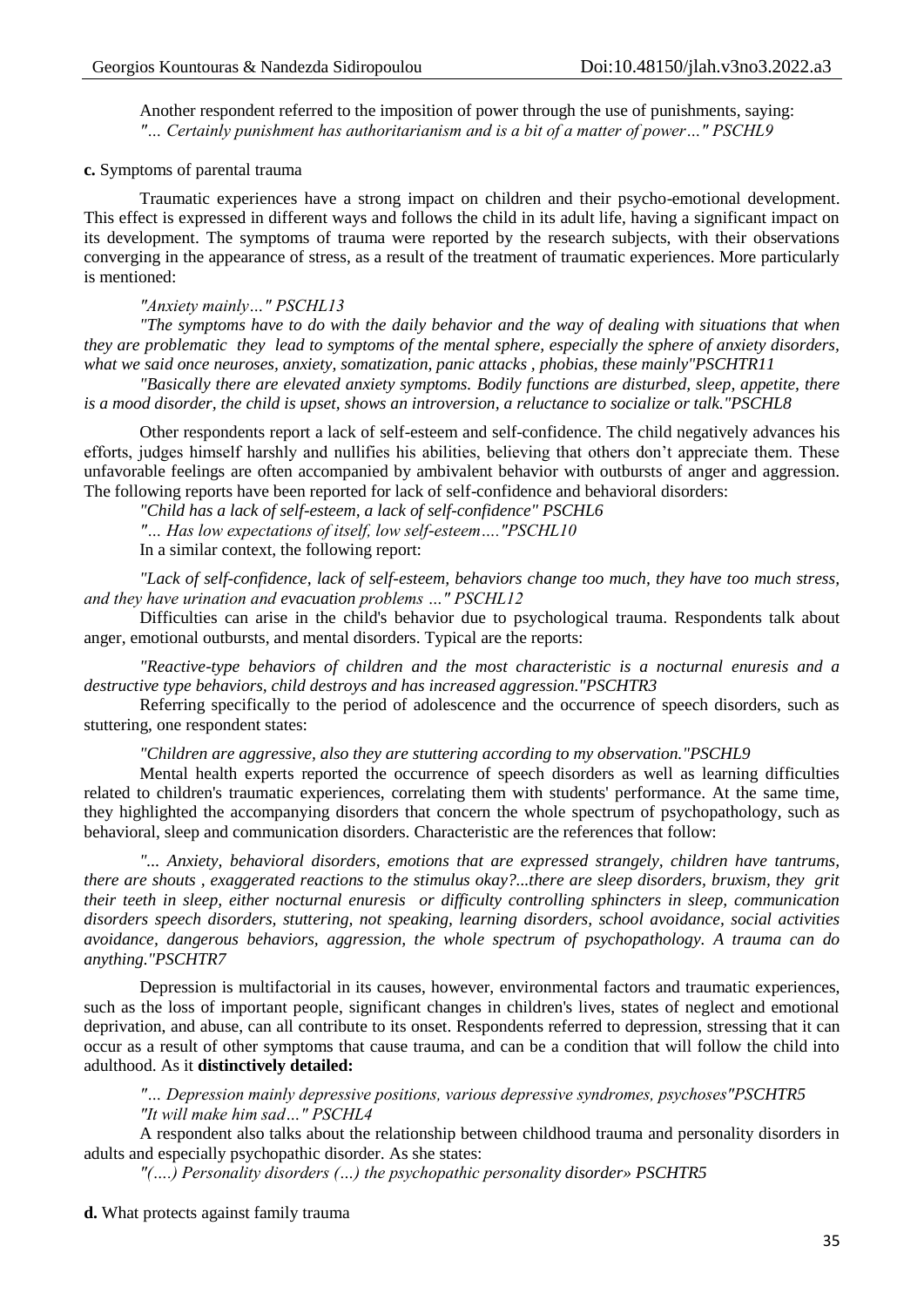Another respondent referred to the imposition of power through the use of punishments, saying:

*"… Certainly punishment has authoritarianism and is a bit of a matter of power…" PSCHL9*

**c.** Symptoms of parental trauma

Traumatic experiences have a strong impact on children and their psycho-emotional development. This effect is expressed in different ways and follows the child in its adult life, having a significant impact on its development. The symptoms of trauma were reported by the research subjects, with their observations converging in the appearance of stress, as a result of the treatment of traumatic experiences. More particularly is mentioned:

*"Anxiety mainly…" PSCHL13*

*"The symptoms have to do with the daily behavior and the way of dealing with situations that when they are problematic they lead to symptoms of the mental sphere, especially the sphere of anxiety disorders, what we said once neuroses, anxiety, somatization, panic attacks , phobias, these mainly"PSCHTR11*

*"Basically there are elevated anxiety symptoms. Bodily functions are disturbed, sleep, appetite, there is a mood disorder, the child is upset, shows an introversion, a reluctance to socialize or talk."PSCHL8*

Other respondents report a lack of self-esteem and self-confidence. The child negatively advances his efforts, judges himself harshly and nullifies his abilities, believing that others don't appreciate them. These unfavorable feelings are often accompanied by ambivalent behavior with outbursts of anger and aggression. The following reports have been reported for lack of self-confidence and behavioral disorders:

*"Child has a lack of self-esteem, a lack of self-confidence" PSCHL6*

*"… Has low expectations of itself, low self-esteem…."PSCHL10*

In a similar context, the following report:

*"Lack of self-confidence, lack of self-esteem, behaviors change too much, they have too much stress, and they have urination and evacuation problems …" PSCHL12*

Difficulties can arise in the child's behavior due to psychological trauma. Respondents talk about anger, emotional outbursts, and mental disorders. Typical are the reports:

*"Reactive-type behaviors of children and the most characteristic is a nocturnal enuresis and a destructive type behaviors, child destroys and has increased aggression."PSCHTR3*

Referring specifically to the period of adolescence and the occurrence of speech disorders, such as stuttering, one respondent states:

*"Children are aggressive, also they are stuttering according to my observation."PSCHL9*

Mental health experts reported the occurrence of speech disorders as well as learning difficulties related to children's traumatic experiences, correlating them with students' performance. At the same time, they highlighted the accompanying disorders that concern the whole spectrum of psychopathology, such as behavioral, sleep and communication disorders. Characteristic are the references that follow:

*"... Anxiety, behavioral disorders, emotions that are expressed strangely, children have tantrums, there are shouts , exaggerated reactions to the stimulus okay?...there are sleep disorders, bruxism, they grit their teeth in sleep, either nocturnal enuresis or difficulty controlling sphincters in sleep, communication disorders speech disorders, stuttering, not speaking, learning disorders, school avoidance, social activities avoidance, dangerous behaviors, aggression, the whole spectrum of psychopathology. A trauma can do anything."PSCHTR7*

Depression is multifactorial in its causes, however, environmental factors and traumatic experiences, such as the loss of important people, significant changes in children's lives, states of neglect and emotional deprivation, and abuse, can all contribute to its onset. Respondents referred to depression, stressing that it can occur as a result of other symptoms that cause trauma, and can be a condition that will follow the child into adulthood. As it **distinctively detailed:**

*"… Depression mainly depressive positions, various depressive syndromes, psychoses"PSCHTR5*

*"It will make him sad…" PSCHL4*

A respondent also talks about the relationship between childhood trauma and personality disorders in adults and especially psychopathic disorder. As she states:

*"(….) Personality disorders (…) the psychopathic personality disorder» PSCHTR5*

**d.** What protects against family trauma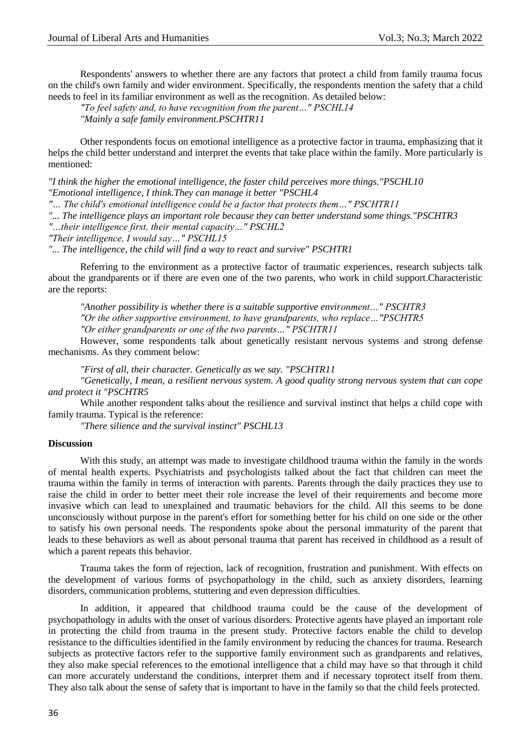Respondents' answers to whether there are any factors that protect a child from family trauma focus on the child's own family and wider environment. Specifically, the respondents mention the safety that a child needs to feel in its familiar environment as well as the recognition. As detailed below:

*"To feel safety and, to have recognition from the parent…" PSCHL14*
*"Mainly a safe family environment.PSCHTR11*

Other respondents focus on emotional intelligence as a protective factor in trauma, emphasizing that it helps the child better understand and interpret the events that take place within the family. More particularly is mentioned:

*"I think the higher the emotional intelligence, the faster child perceives more things."PSCHL10*
*"Emotional intelligence, I think.They can manage it better "PSCHL4*
*"… The child's emotional intelligence could be a factor that protects them…" PSCHTR11*
*"... The intelligence plays an important role because they can better understand some things."PSCHTR3*
*"…their intelligence first, their mental capacity…" PSCHL2*
*"Their intelligence, I would say…" PSCHL15*
*"... The intelligence, the child will find a way to react and survive" PSCHTR1*

Referring to the environment as a protective factor of traumatic experiences, research subjects talk about the grandparents or if there are even one of the two parents, who work in child support.Characteristic are the reports:

*"Another possibility is whether there is a suitable supportive environment…" PSCHTR3*
*"Or the other supportive environment, to have grandparents, who replace…"PSCHTR5*
*"Or either grandparents or one of the two parents…" PSCHTR11*

However, some respondents talk about genetically resistant nervous systems and strong defense mechanisms. As they comment below:

*"First of all, their character. Genetically as we say. "PSCHTR11*
*"Genetically, I mean, a resilient nervous system. A good quality strong nervous system that can cope and protect it "PSCHTR5*

While another respondent talks about the resilience and survival instinct that helps a child cope with family trauma. Typical is the reference:

*"There silience and the survival instinct" PSCHL13*

**Discussion**

With this study, an attempt was made to investigate childhood trauma within the family in the words of mental health experts. Psychiatrists and psychologists talked about the fact that children can meet the trauma within the family in terms of interaction with parents. Parents through the daily practices they use to raise the child in order to better meet their role increase the level of their requirements and become more invasive which can lead to unexplained and traumatic behaviors for the child. All this seems to be done unconsciously without purpose in the parent's effort for something better for his child on one side or the other to satisfy his own personal needs. The respondents spoke about the personal immaturity of the parent that leads to these behaviors as well as about personal trauma that parent has received in childhood as a result of which a parent repeats this behavior.

Trauma takes the form of rejection, lack of recognition, frustration and punishment. With effects on the development of various forms of psychopathology in the child, such as anxiety disorders, learning disorders, communication problems, stuttering and even depression difficulties.

In addition, it appeared that childhood trauma could be the cause of the development of psychopathology in adults with the onset of various disorders. Protective agents have played an important role in protecting the child from trauma in the present study. Protective factors enable the child to develop resistance to the difficulties identified in the family environment by reducing the chances for trauma. Research subjects as protective factors refer to the supportive family environment such as grandparents and relatives, they also make special references to the emotional intelligence that a child may have so that through it child can more accurately understand the conditions, interpret them and if necessary toprotect itself from them. They also talk about the sense of safety that is important to have in the family so that the child feels protected.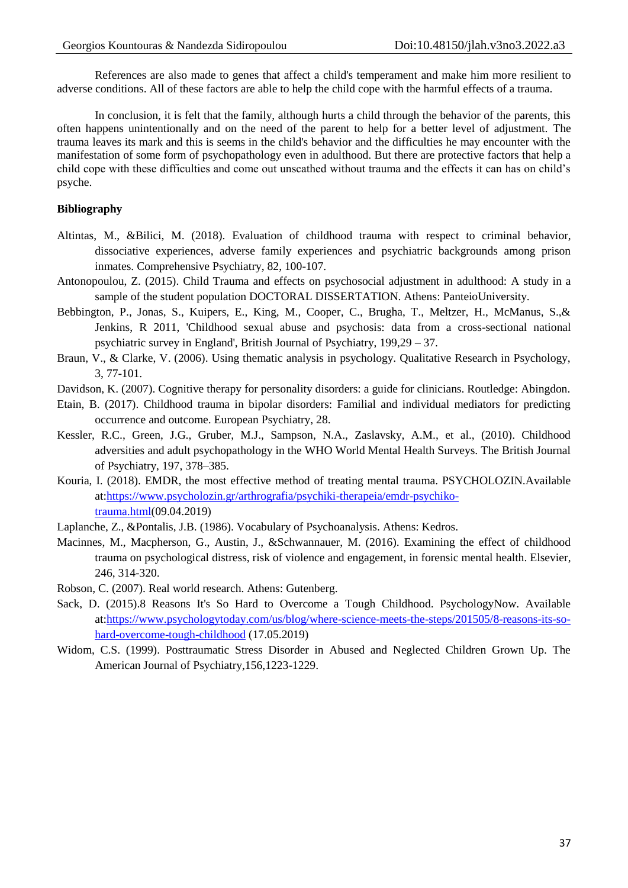References are also made to genes that affect a child's temperament and make him more resilient to adverse conditions. All of these factors are able to help the child cope with the harmful effects of a trauma.

In conclusion, it is felt that the family, although hurts a child through the behavior of the parents, this often happens unintentionally and on the need of the parent to help for a better level of adjustment. The trauma leaves its mark and this is seems in the child's behavior and the difficulties he may encounter with the manifestation of some form of psychopathology even in adulthood. But there are protective factors that help a child cope with these difficulties and come out unscathed without trauma and the effects it can has on child's psyche.

**Bibliography**

Altintas, M., &Bilici, M. (2018). Evaluation of childhood trauma with respect to criminal behavior, dissociative experiences, adverse family experiences and psychiatric backgrounds among prison inmates. Comprehensive Psychiatry, 82, 100-107.

Antonopoulou, Z. (2015). Child Trauma and effects on psychosocial adjustment in adulthood: A study in a sample of the student population DOCTORAL DISSERTATION. Athens: PanteioUniversity.

Bebbington, P., Jonas, S., Kuipers, E., King, M., Cooper, C., Brugha, T., Meltzer, H., McManus, S.,& Jenkins, R 2011, 'Childhood sexual abuse and psychosis: data from a cross-sectional national psychiatric survey in England', British Journal of Psychiatry, 199,29 – 37.

Braun, V., & Clarke, V. (2006). Using thematic analysis in psychology. Qualitative Research in Psychology, 3, 77-101.

Davidson, K. (2007). Cognitive therapy for personality disorders: a guide for clinicians. Routledge: Abingdon.

Etain, B. (2017). Childhood trauma in bipolar disorders: Familial and individual mediators for predicting occurrence and outcome. European Psychiatry, 28.

Kessler, R.C., Green, J.G., Gruber, M.J., Sampson, N.A., Zaslavsky, A.M., et al., (2010). Childhood adversities and adult psychopathology in the WHO World Mental Health Surveys. The British Journal of Psychiatry, 197, 378–385.

Kouria, I. (2018). EMDR, the most effective method of treating mental trauma. PSYCHOLOZIN.Available at:https://www.psycholozin.gr/arthrografia/psychiki-therapeia/emdr-psychiko-trauma.html(09.04.2019)

Laplanche, Z., &Pontalis, J.B. (1986). Vocabulary of Psychoanalysis. Athens: Kedros.

Macinnes, M., Macpherson, G., Austin, J., &Schwannauer, M. (2016). Examining the effect of childhood trauma on psychological distress, risk of violence and engagement, in forensic mental health. Elsevier, 246, 314-320.

Robson, C. (2007). Real world research. Athens: Gutenberg.

Sack, D. (2015).8 Reasons It's So Hard to Overcome a Tough Childhood. PsychologyNow. Available at:https://www.psychologytoday.com/us/blog/where-science-meets-the-steps/201505/8-reasons-its-so-hard-overcome-tough-childhood (17.05.2019)

Widom, C.S. (1999). Posttraumatic Stress Disorder in Abused and Neglected Children Grown Up. The American Journal of Psychiatry,156,1223-1229.